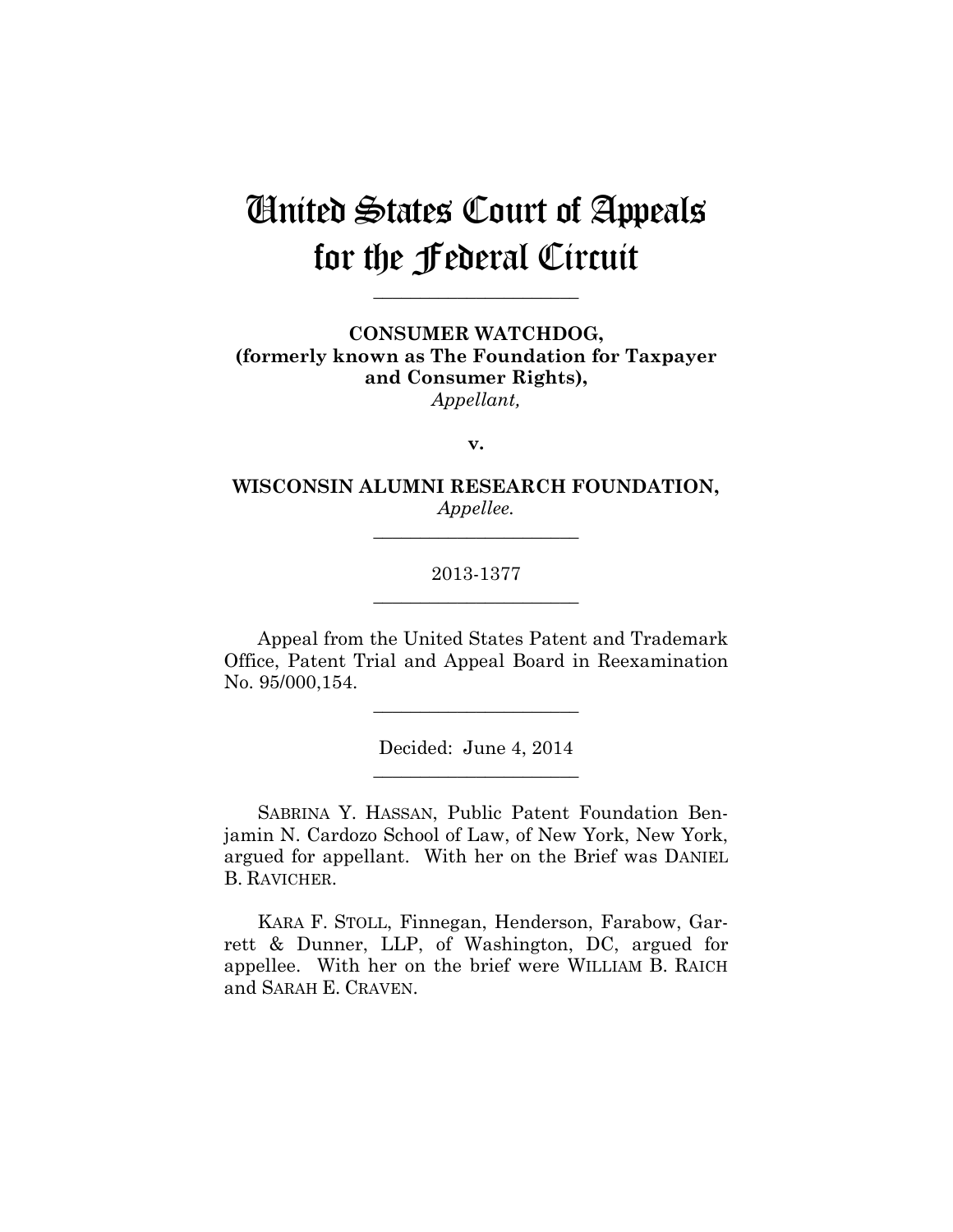# United States Court of Appeals for the Federal Circuit

______________________

**CONSUMER WATCHDOG, (formerly known as The Foundation for Taxpayer and Consumer Rights),**
*Appellant,*

**v.**

**WISCONSIN ALUMNI RESEARCH FOUNDATION,**
*Appellee.*

______________________

2013-1377

______________________

Appeal from the United States Patent and Trademark Office, Patent Trial and Appeal Board in Reexamination No. 95/000,154.

______________________

Decided: June 4, 2014

______________________

SABRINA Y. HASSAN, Public Patent Foundation Benjamin N. Cardozo School of Law, of New York, New York, argued for appellant. With her on the Brief was DANIEL B. RAVICHER.

KARA F. STOLL, Finnegan, Henderson, Farabow, Garrett & Dunner, LLP, of Washington, DC, argued for appellee. With her on the brief were WILLIAM B. RAICH and SARAH E. CRAVEN.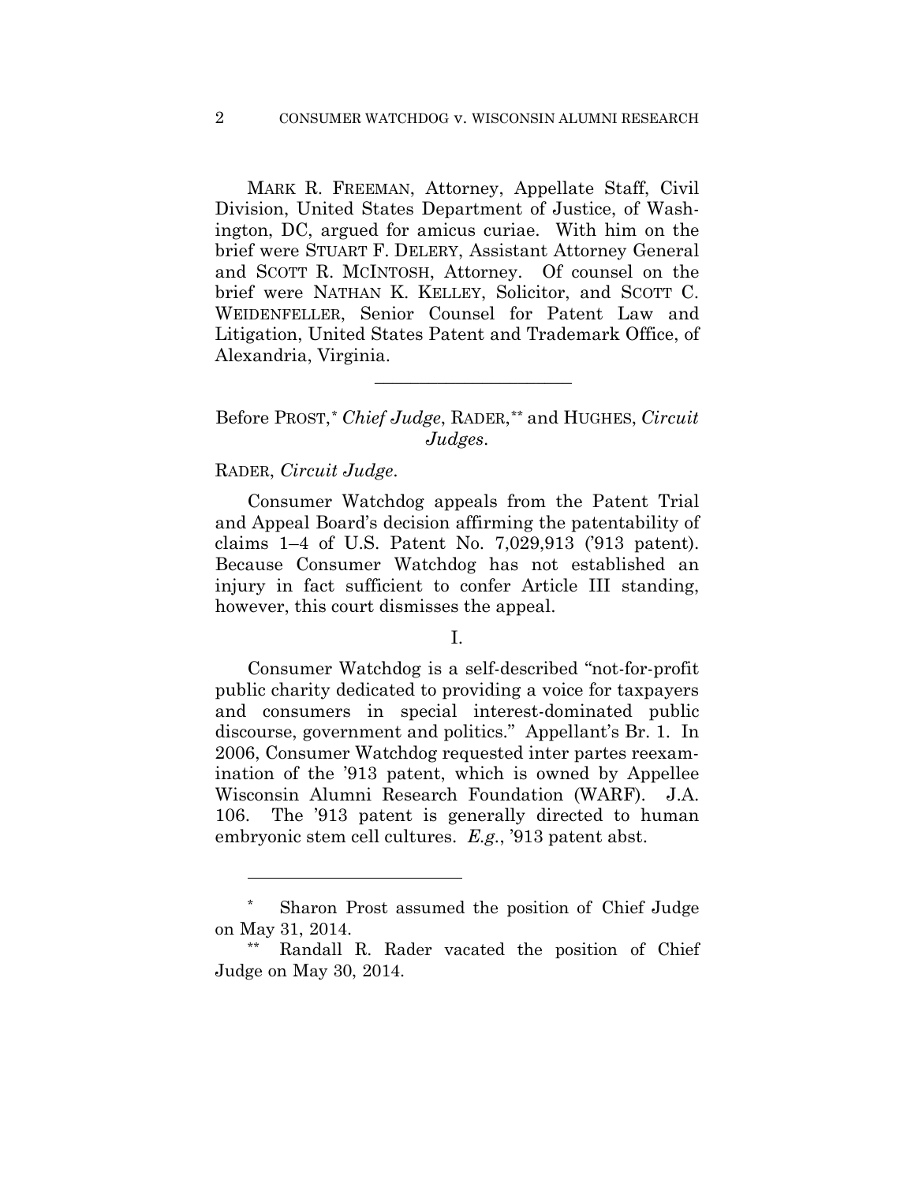MARK R. FREEMAN, Attorney, Appellate Staff, Civil Division, United States Department of Justice, of Washington, DC, argued for amicus curiae. With him on the brief were STUART F. DELERY, Assistant Attorney General and SCOTT R. MCINTOSH, Attorney. Of counsel on the brief were NATHAN K. KELLEY, Solicitor, and SCOTT C. WEIDENFELLER, Senior Counsel for Patent Law and Litigation, United States Patent and Trademark Office, of Alexandria, Virginia.

---

Before PROST,* *Chief Judge*, RADER,** and HUGHES, *Circuit Judges*.

RADER, *Circuit Judge*.

Consumer Watchdog appeals from the Patent Trial and Appeal Board's decision affirming the patentability of claims 1–4 of U.S. Patent No. 7,029,913 ('913 patent). Because Consumer Watchdog has not established an injury in fact sufficient to confer Article III standing, however, this court dismisses the appeal.

I.

Consumer Watchdog is a self-described "not-for-profit public charity dedicated to providing a voice for taxpayers and consumers in special interest-dominated public discourse, government and politics." Appellant's Br. 1. In 2006, Consumer Watchdog requested inter partes reexamination of the '913 patent, which is owned by Appellee Wisconsin Alumni Research Foundation (WARF). J.A. 106. The '913 patent is generally directed to human embryonic stem cell cultures. *E.g.*, '913 patent abst.

---

\* Sharon Prost assumed the position of Chief Judge on May 31, 2014.

\*\* Randall R. Rader vacated the position of Chief Judge on May 30, 2014.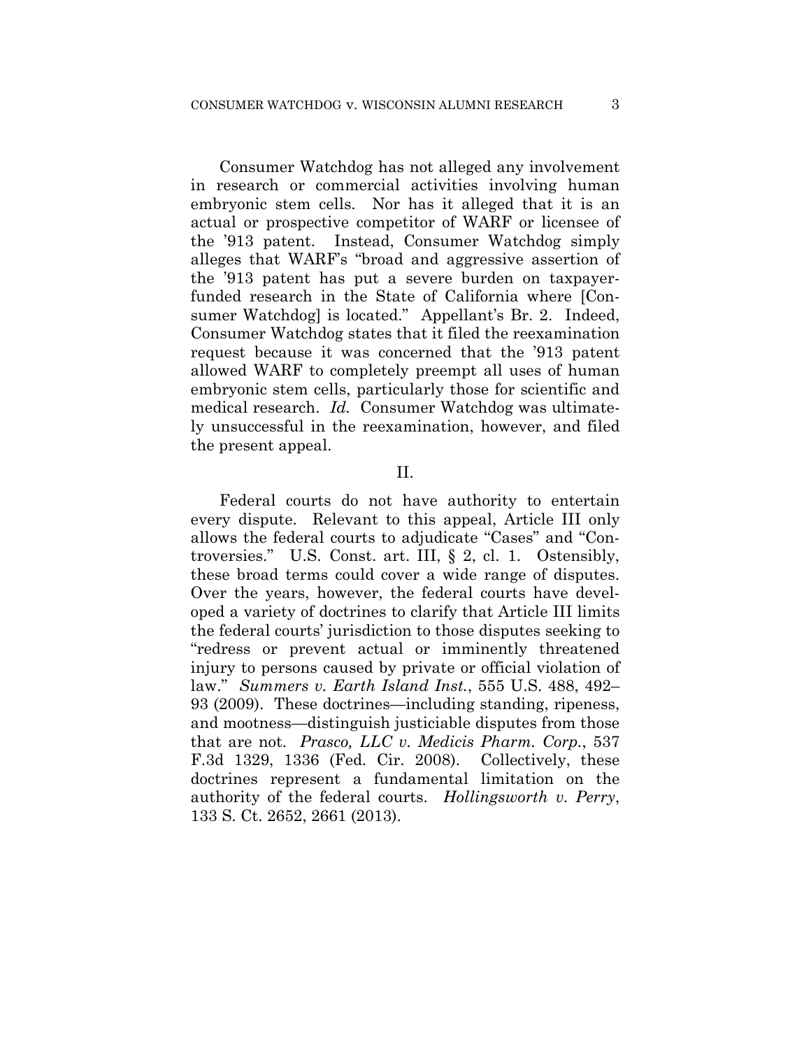Consumer Watchdog has not alleged any involvement in research or commercial activities involving human embryonic stem cells. Nor has it alleged that it is an actual or prospective competitor of WARF or licensee of the '913 patent. Instead, Consumer Watchdog simply alleges that WARF's "broad and aggressive assertion of the '913 patent has put a severe burden on taxpayer-funded research in the State of California where [Consumer Watchdog] is located." Appellant's Br. 2. Indeed, Consumer Watchdog states that it filed the reexamination request because it was concerned that the '913 patent allowed WARF to completely preempt all uses of human embryonic stem cells, particularly those for scientific and medical research. *Id.* Consumer Watchdog was ultimately unsuccessful in the reexamination, however, and filed the present appeal.

## II.

Federal courts do not have authority to entertain every dispute. Relevant to this appeal, Article III only allows the federal courts to adjudicate "Cases" and "Controversies." U.S. Const. art. III, § 2, cl. 1. Ostensibly, these broad terms could cover a wide range of disputes. Over the years, however, the federal courts have developed a variety of doctrines to clarify that Article III limits the federal courts' jurisdiction to those disputes seeking to "redress or prevent actual or imminently threatened injury to persons caused by private or official violation of law." *Summers v. Earth Island Inst.*, 555 U.S. 488, 492–93 (2009). These doctrines—including standing, ripeness, and mootness—distinguish justiciable disputes from those that are not. *Prasco, LLC v. Medicis Pharm. Corp.*, 537 F.3d 1329, 1336 (Fed. Cir. 2008). Collectively, these doctrines represent a fundamental limitation on the authority of the federal courts. *Hollingsworth v. Perry*, 133 S. Ct. 2652, 2661 (2013).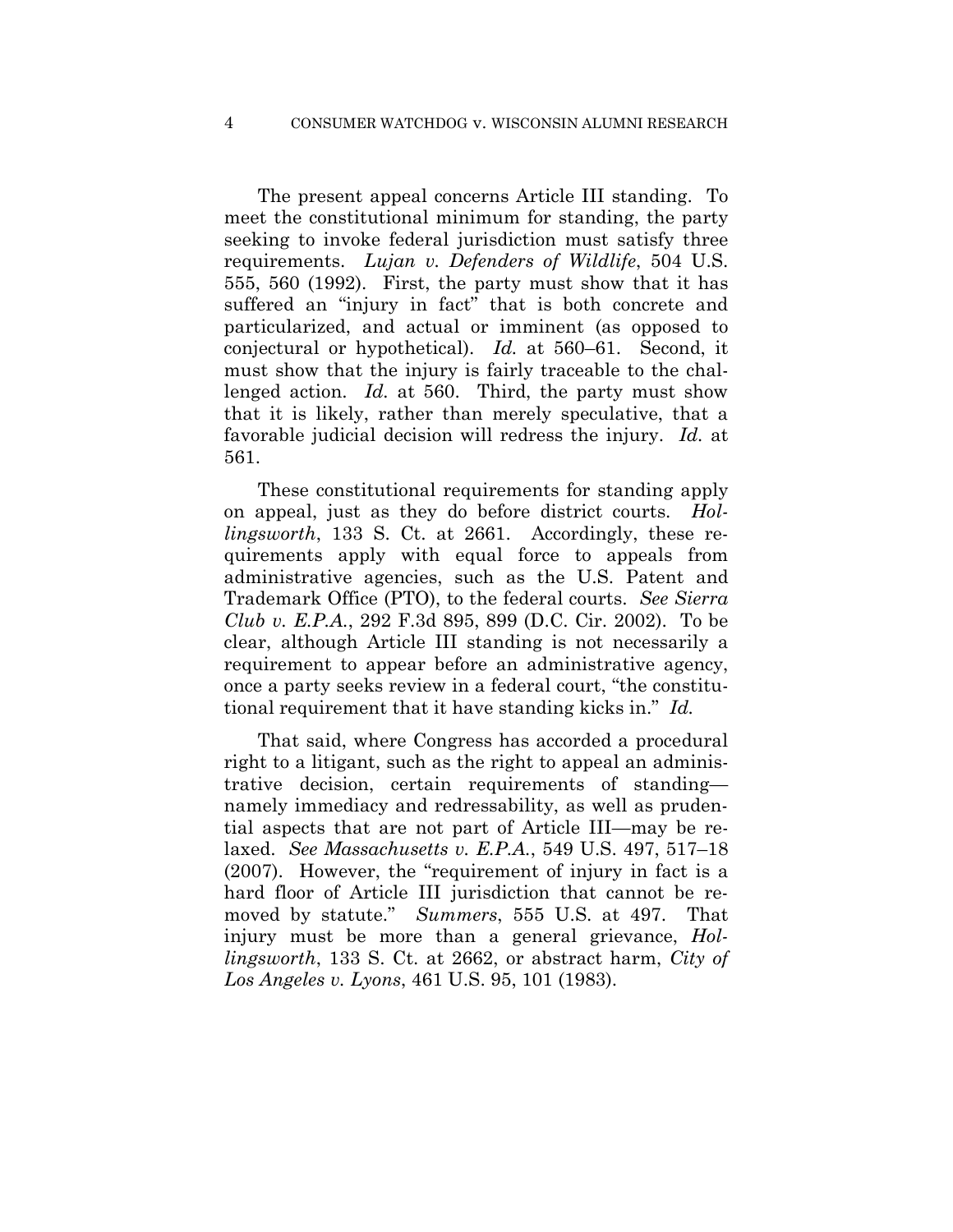The present appeal concerns Article III standing. To meet the constitutional minimum for standing, the party seeking to invoke federal jurisdiction must satisfy three requirements. *Lujan v. Defenders of Wildlife*, 504 U.S. 555, 560 (1992). First, the party must show that it has suffered an "injury in fact" that is both concrete and particularized, and actual or imminent (as opposed to conjectural or hypothetical). *Id.* at 560–61. Second, it must show that the injury is fairly traceable to the challenged action. *Id.* at 560. Third, the party must show that it is likely, rather than merely speculative, that a favorable judicial decision will redress the injury. *Id.* at 561.

These constitutional requirements for standing apply on appeal, just as they do before district courts. *Hollingsworth*, 133 S. Ct. at 2661. Accordingly, these requirements apply with equal force to appeals from administrative agencies, such as the U.S. Patent and Trademark Office (PTO), to the federal courts. *See Sierra Club v. E.P.A.*, 292 F.3d 895, 899 (D.C. Cir. 2002). To be clear, although Article III standing is not necessarily a requirement to appear before an administrative agency, once a party seeks review in a federal court, "the constitutional requirement that it have standing kicks in." *Id.*

That said, where Congress has accorded a procedural right to a litigant, such as the right to appeal an administrative decision, certain requirements of standing—namely immediacy and redressability, as well as prudential aspects that are not part of Article III—may be relaxed. *See Massachusetts v. E.P.A.*, 549 U.S. 497, 517–18 (2007). However, the "requirement of injury in fact is a hard floor of Article III jurisdiction that cannot be removed by statute." *Summers*, 555 U.S. at 497. That injury must be more than a general grievance, *Hollingsworth*, 133 S. Ct. at 2662, or abstract harm, *City of Los Angeles v. Lyons*, 461 U.S. 95, 101 (1983).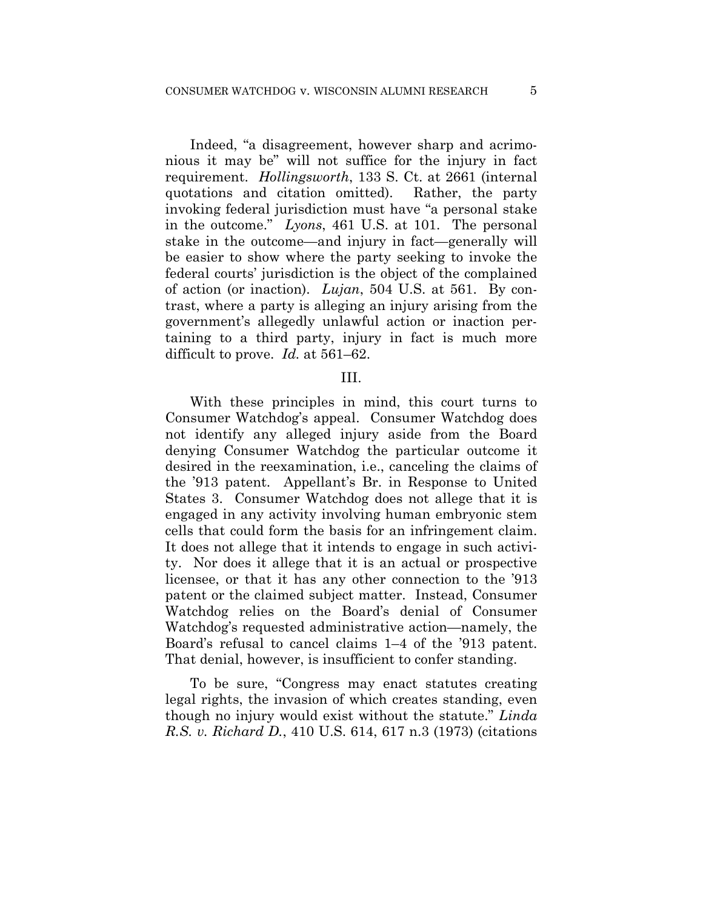Indeed, "a disagreement, however sharp and acrimonious it may be" will not suffice for the injury in fact requirement. *Hollingsworth*, 133 S. Ct. at 2661 (internal quotations and citation omitted). Rather, the party invoking federal jurisdiction must have "a personal stake in the outcome." *Lyons*, 461 U.S. at 101. The personal stake in the outcome—and injury in fact—generally will be easier to show where the party seeking to invoke the federal courts' jurisdiction is the object of the complained of action (or inaction). *Lujan*, 504 U.S. at 561. By contrast, where a party is alleging an injury arising from the government's allegedly unlawful action or inaction pertaining to a third party, injury in fact is much more difficult to prove. *Id.* at 561–62.

## III.

With these principles in mind, this court turns to Consumer Watchdog's appeal. Consumer Watchdog does not identify any alleged injury aside from the Board denying Consumer Watchdog the particular outcome it desired in the reexamination, i.e., canceling the claims of the '913 patent. Appellant's Br. in Response to United States 3. Consumer Watchdog does not allege that it is engaged in any activity involving human embryonic stem cells that could form the basis for an infringement claim. It does not allege that it intends to engage in such activity. Nor does it allege that it is an actual or prospective licensee, or that it has any other connection to the '913 patent or the claimed subject matter. Instead, Consumer Watchdog relies on the Board's denial of Consumer Watchdog's requested administrative action—namely, the Board's refusal to cancel claims 1–4 of the '913 patent. That denial, however, is insufficient to confer standing.

To be sure, "Congress may enact statutes creating legal rights, the invasion of which creates standing, even though no injury would exist without the statute." *Linda R.S. v. Richard D.*, 410 U.S. 614, 617 n.3 (1973) (citations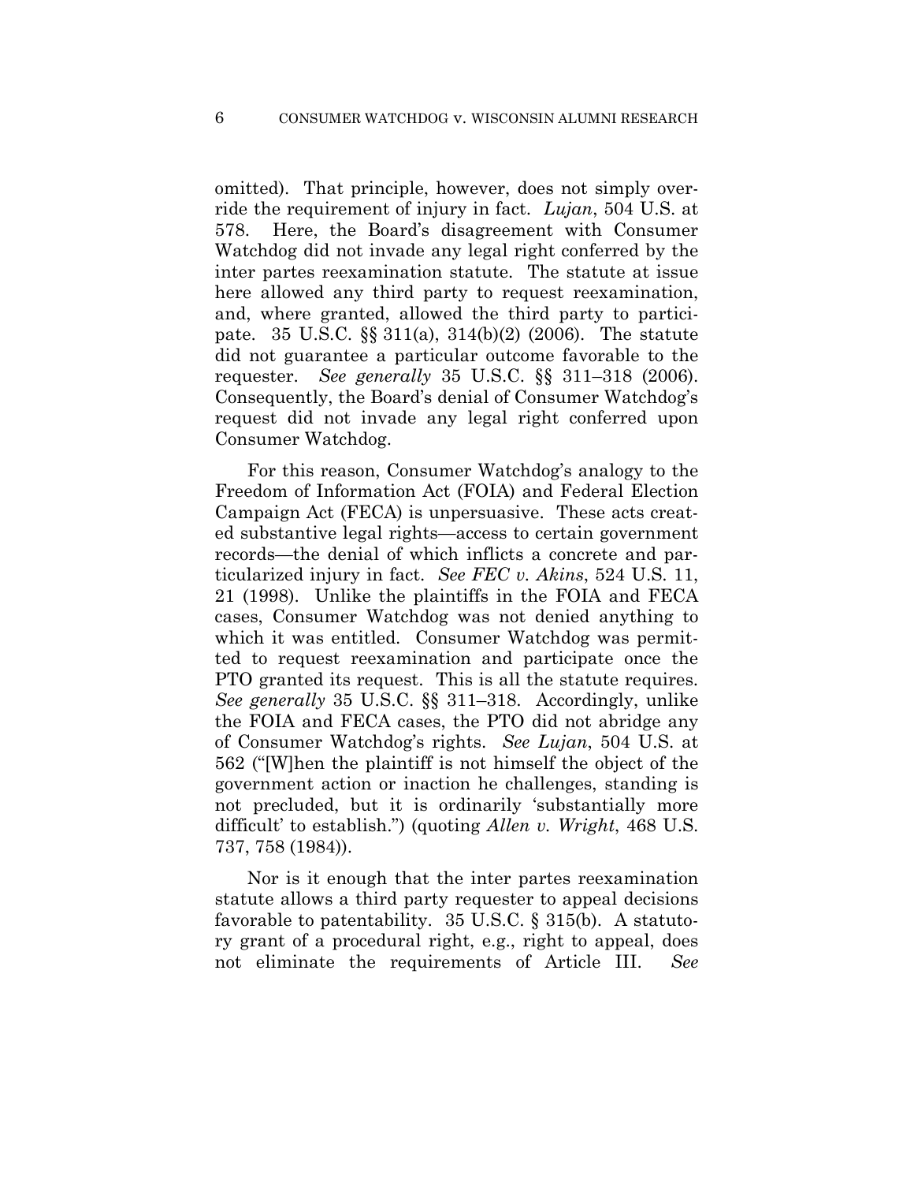omitted). That principle, however, does not simply override the requirement of injury in fact. *Lujan*, 504 U.S. at 578. Here, the Board's disagreement with Consumer Watchdog did not invade any legal right conferred by the inter partes reexamination statute. The statute at issue here allowed any third party to request reexamination, and, where granted, allowed the third party to participate. 35 U.S.C. §§ 311(a), 314(b)(2) (2006). The statute did not guarantee a particular outcome favorable to the requester. *See generally* 35 U.S.C. §§ 311–318 (2006). Consequently, the Board's denial of Consumer Watchdog's request did not invade any legal right conferred upon Consumer Watchdog.

For this reason, Consumer Watchdog's analogy to the Freedom of Information Act (FOIA) and Federal Election Campaign Act (FECA) is unpersuasive. These acts created substantive legal rights—access to certain government records—the denial of which inflicts a concrete and particularized injury in fact. *See FEC v. Akins*, 524 U.S. 11, 21 (1998). Unlike the plaintiffs in the FOIA and FECA cases, Consumer Watchdog was not denied anything to which it was entitled. Consumer Watchdog was permitted to request reexamination and participate once the PTO granted its request. This is all the statute requires. *See generally* 35 U.S.C. §§ 311–318. Accordingly, unlike the FOIA and FECA cases, the PTO did not abridge any of Consumer Watchdog's rights. *See Lujan*, 504 U.S. at 562 ("[W]hen the plaintiff is not himself the object of the government action or inaction he challenges, standing is not precluded, but it is ordinarily 'substantially more difficult' to establish.") (quoting *Allen v. Wright*, 468 U.S. 737, 758 (1984)).

Nor is it enough that the inter partes reexamination statute allows a third party requester to appeal decisions favorable to patentability. 35 U.S.C. § 315(b). A statutory grant of a procedural right, e.g., right to appeal, does not eliminate the requirements of Article III. *See*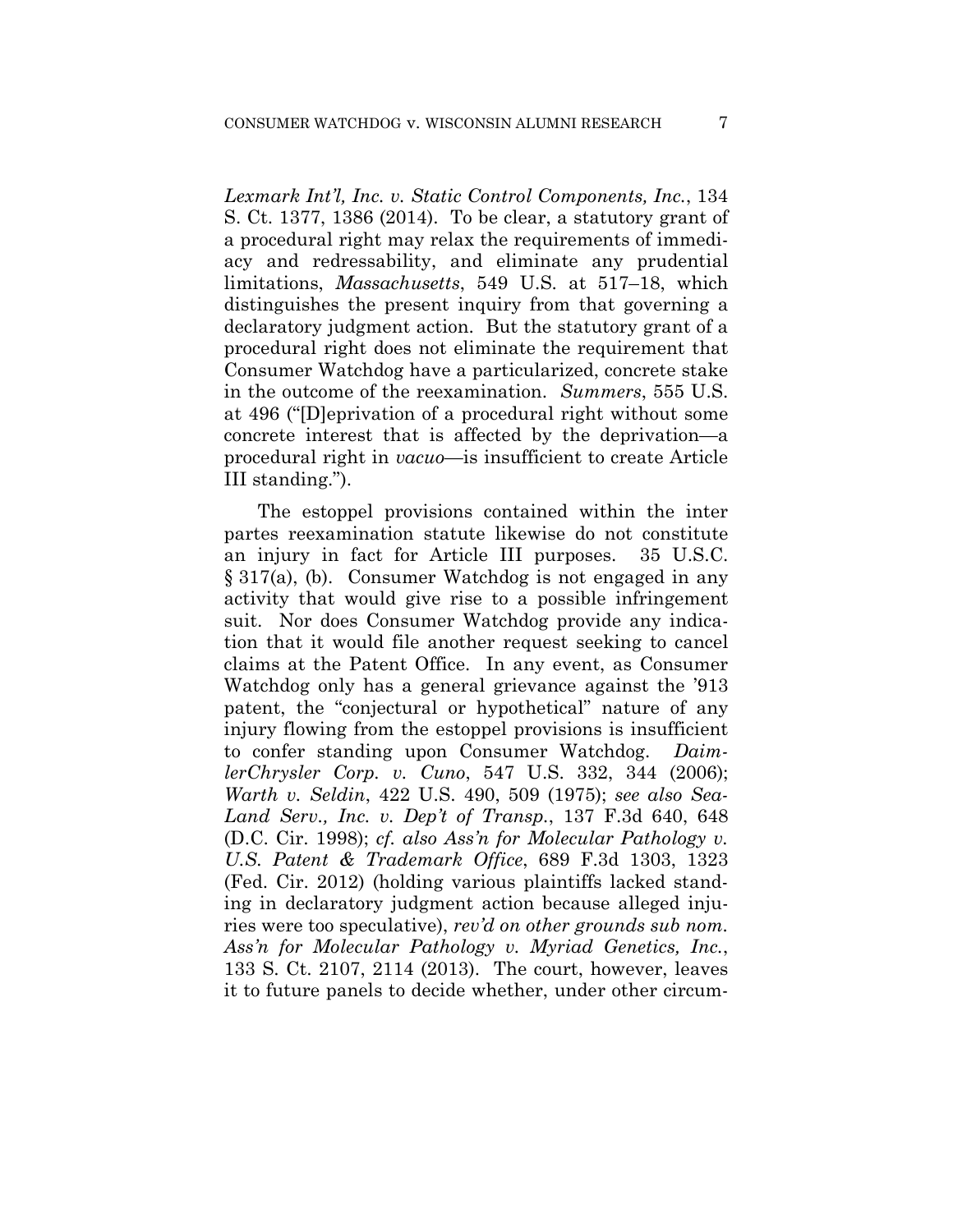*Lexmark Int'l, Inc. v. Static Control Components, Inc.*, 134 S. Ct. 1377, 1386 (2014). To be clear, a statutory grant of a procedural right may relax the requirements of immediacy and redressability, and eliminate any prudential limitations, *Massachusetts*, 549 U.S. at 517–18, which distinguishes the present inquiry from that governing a declaratory judgment action. But the statutory grant of a procedural right does not eliminate the requirement that Consumer Watchdog have a particularized, concrete stake in the outcome of the reexamination. *Summers*, 555 U.S. at 496 ("[D]eprivation of a procedural right without some concrete interest that is affected by the deprivation—a procedural right in *vacuo*—is insufficient to create Article III standing.").

The estoppel provisions contained within the inter partes reexamination statute likewise do not constitute an injury in fact for Article III purposes. 35 U.S.C. § 317(a), (b). Consumer Watchdog is not engaged in any activity that would give rise to a possible infringement suit. Nor does Consumer Watchdog provide any indication that it would file another request seeking to cancel claims at the Patent Office. In any event, as Consumer Watchdog only has a general grievance against the '913 patent, the "conjectural or hypothetical" nature of any injury flowing from the estoppel provisions is insufficient to confer standing upon Consumer Watchdog. *DaimlerChrysler Corp. v. Cuno*, 547 U.S. 332, 344 (2006); *Warth v. Seldin*, 422 U.S. 490, 509 (1975); *see also Sea-Land Serv., Inc. v. Dep't of Transp.*, 137 F.3d 640, 648 (D.C. Cir. 1998); *cf. also Ass'n for Molecular Pathology v. U.S. Patent & Trademark Office*, 689 F.3d 1303, 1323 (Fed. Cir. 2012) (holding various plaintiffs lacked standing in declaratory judgment action because alleged injuries were too speculative), *rev'd on other grounds sub nom. Ass'n for Molecular Pathology v. Myriad Genetics, Inc.*, 133 S. Ct. 2107, 2114 (2013). The court, however, leaves it to future panels to decide whether, under other circum-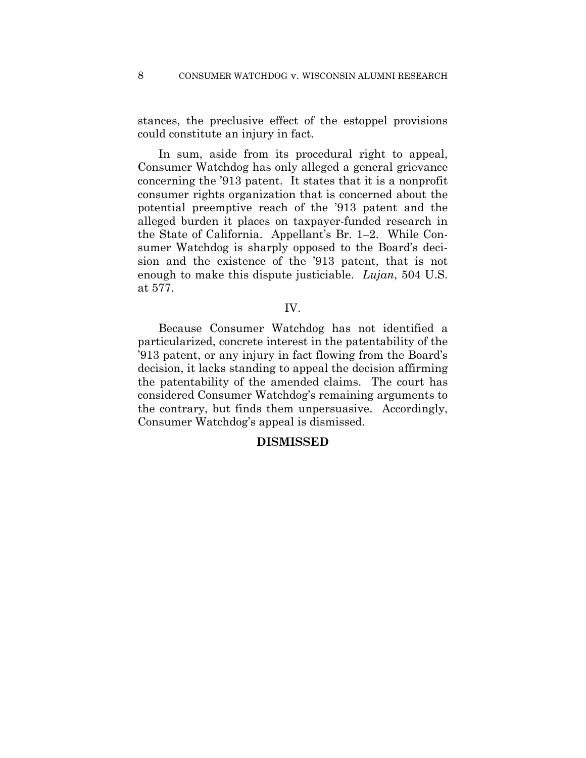stances, the preclusive effect of the estoppel provisions could constitute an injury in fact.

In sum, aside from its procedural right to appeal, Consumer Watchdog has only alleged a general grievance concerning the '913 patent. It states that it is a nonprofit consumer rights organization that is concerned about the potential preemptive reach of the '913 patent and the alleged burden it places on taxpayer-funded research in the State of California. Appellant's Br. 1–2. While Consumer Watchdog is sharply opposed to the Board's decision and the existence of the '913 patent, that is not enough to make this dispute justiciable. *Lujan*, 504 U.S. at 577.

## IV.

Because Consumer Watchdog has not identified a particularized, concrete interest in the patentability of the '913 patent, or any injury in fact flowing from the Board's decision, it lacks standing to appeal the decision affirming the patentability of the amended claims. The court has considered Consumer Watchdog's remaining arguments to the contrary, but finds them unpersuasive. Accordingly, Consumer Watchdog's appeal is dismissed.

**DISMISSED**